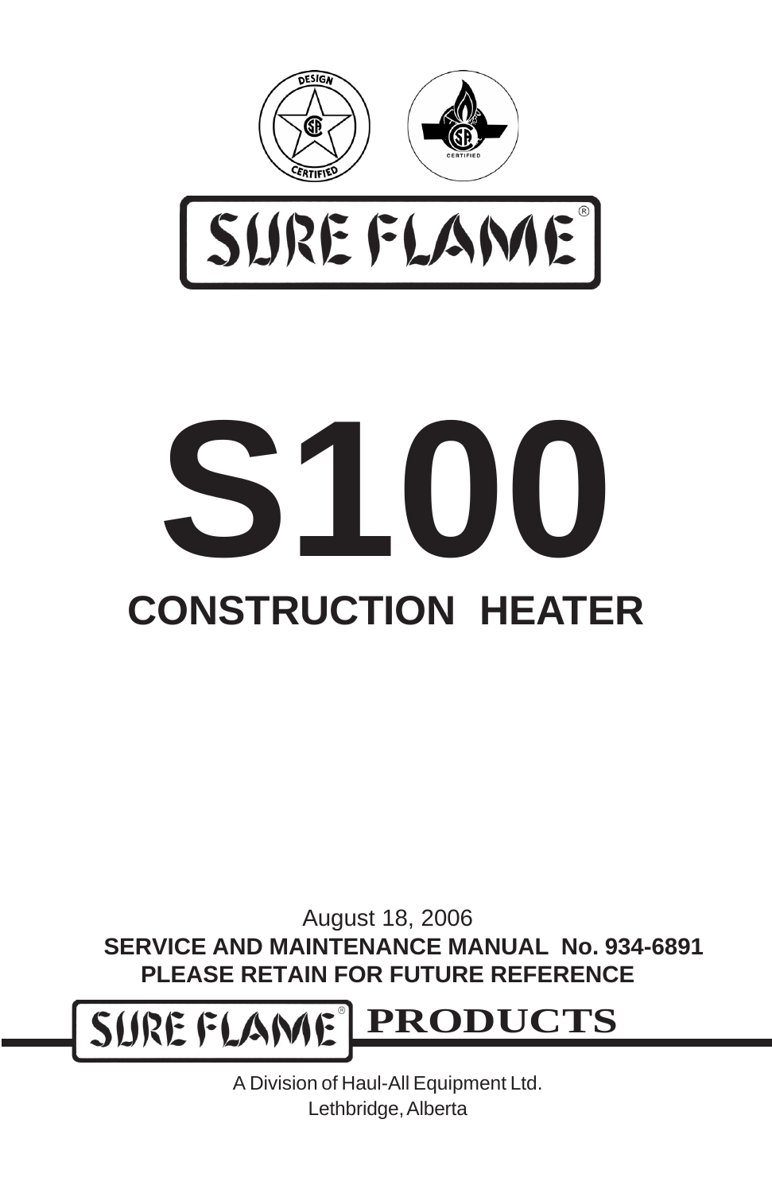DESIGN CERTIFIED

CERTIFIED

SURE FLAME®

# S100

## CONSTRUCTION HEATER

August 18, 2006

**SERVICE AND MAINTENANCE MANUAL No. 934-6891**

**PLEASE RETAIN FOR FUTURE REFERENCE**

**SURE FLAME® PRODUCTS**

A Division of Haul-All Equipment Ltd.
Lethbridge, Alberta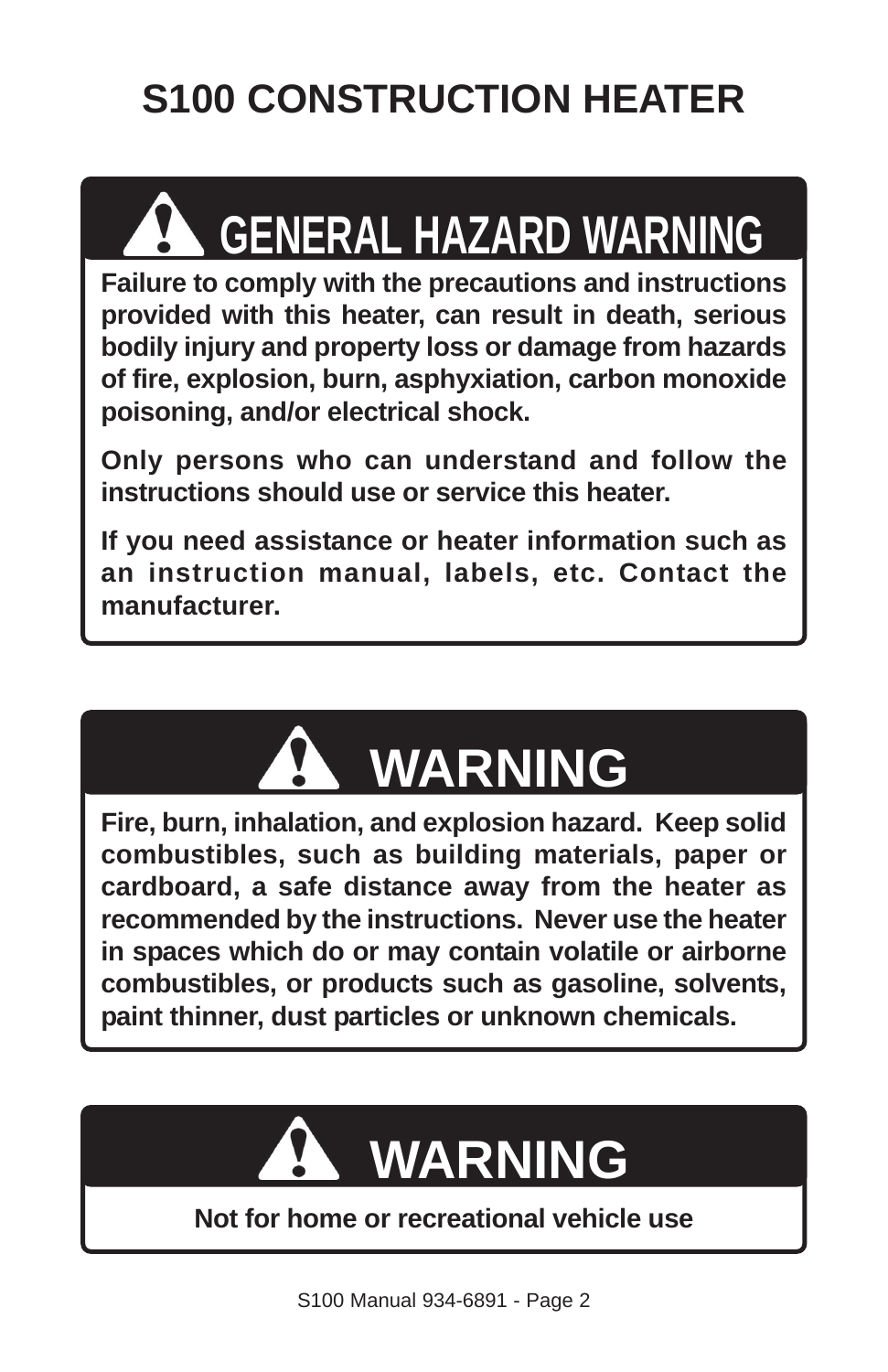# S100 CONSTRUCTION HEATER

## ⚠ GENERAL HAZARD WARNING

**Failure to comply with the precautions and instructions provided with this heater, can result in death, serious bodily injury and property loss or damage from hazards of fire, explosion, burn, asphyxiation, carbon monoxide poisoning, and/or electrical shock.**

**Only persons who can understand and follow the instructions should use or service this heater.**

**If you need assistance or heater information such as an instruction manual, labels, etc. Contact the manufacturer.**

## ⚠ WARNING

**Fire, burn, inhalation, and explosion hazard. Keep solid combustibles, such as building materials, paper or cardboard, a safe distance away from the heater as recommended by the instructions. Never use the heater in spaces which do or may contain volatile or airborne combustibles, or products such as gasoline, solvents, paint thinner, dust particles or unknown chemicals.**

## ⚠ WARNING

**Not for home or recreational vehicle use**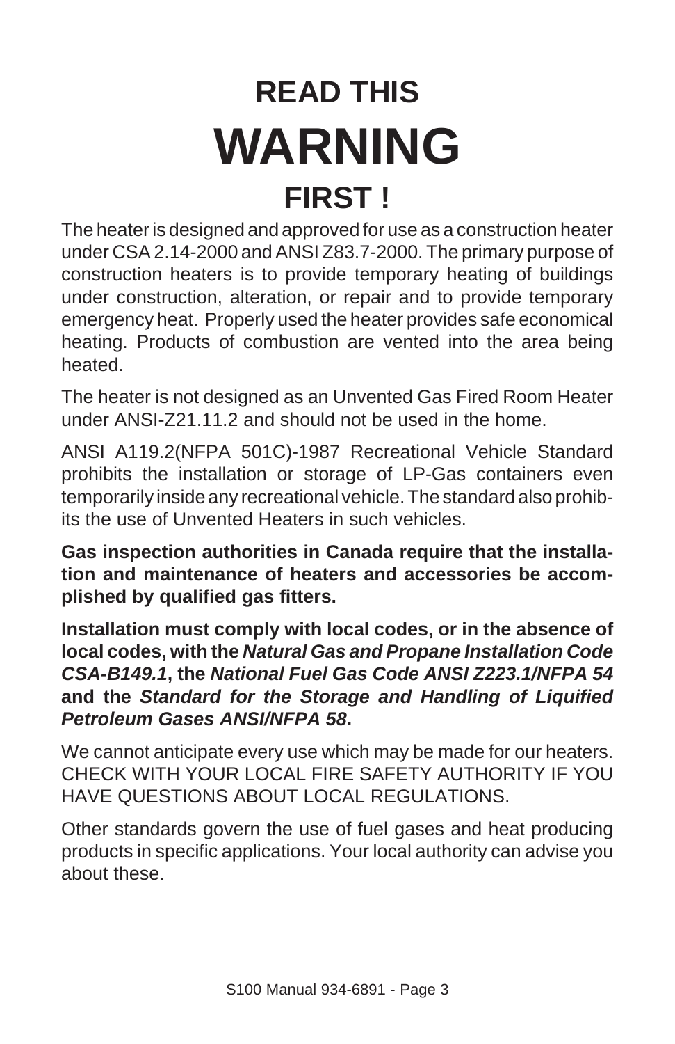# READ THIS
# WARNING
# FIRST !

The heater is designed and approved for use as a construction heater under CSA 2.14-2000 and ANSI Z83.7-2000. The primary purpose of construction heaters is to provide temporary heating of buildings under construction, alteration, or repair and to provide temporary emergency heat. Properly used the heater provides safe economical heating. Products of combustion are vented into the area being heated.

The heater is not designed as an Unvented Gas Fired Room Heater under ANSI-Z21.11.2 and should not be used in the home.

ANSI A119.2(NFPA 501C)-1987 Recreational Vehicle Standard prohibits the installation or storage of LP-Gas containers even temporarily inside any recreational vehicle. The standard also prohibits the use of Unvented Heaters in such vehicles.

**Gas inspection authorities in Canada require that the installation and maintenance of heaters and accessories be accomplished by qualified gas fitters.**

**Installation must comply with local codes, or in the absence of local codes, with the *Natural Gas and Propane Installation Code CSA-B149.1*, the *National Fuel Gas Code ANSI Z223.1/NFPA 54* and the *Standard for the Storage and Handling of Liquified Petroleum Gases ANSI/NFPA 58*.**

We cannot anticipate every use which may be made for our heaters. CHECK WITH YOUR LOCAL FIRE SAFETY AUTHORITY IF YOU HAVE QUESTIONS ABOUT LOCAL REGULATIONS.

Other standards govern the use of fuel gases and heat producing products in specific applications. Your local authority can advise you about these.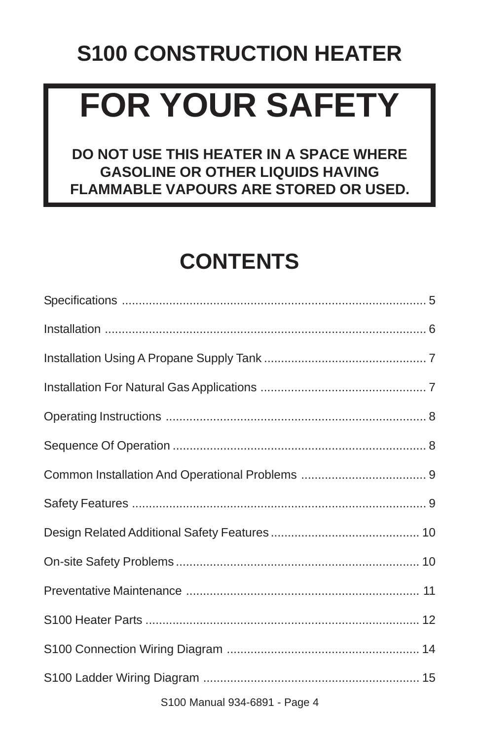# S100 CONSTRUCTION HEATER

## FOR YOUR SAFETY

**DO NOT USE THIS HEATER IN A SPACE WHERE GASOLINE OR OTHER LIQUIDS HAVING FLAMMABLE VAPOURS ARE STORED OR USED.**

## CONTENTS

Specifications .......... 5

Installation .......... 6

Installation Using A Propane Supply Tank .......... 7

Installation For Natural Gas Applications .......... 7

Operating Instructions .......... 8

Sequence Of Operation .......... 8

Common Installation And Operational Problems .......... 9

Safety Features .......... 9

Design Related Additional Safety Features .......... 10

On-site Safety Problems .......... 10

Preventative Maintenance .......... 11

S100 Heater Parts .......... 12

S100 Connection Wiring Diagram .......... 14

S100 Ladder Wiring Diagram .......... 15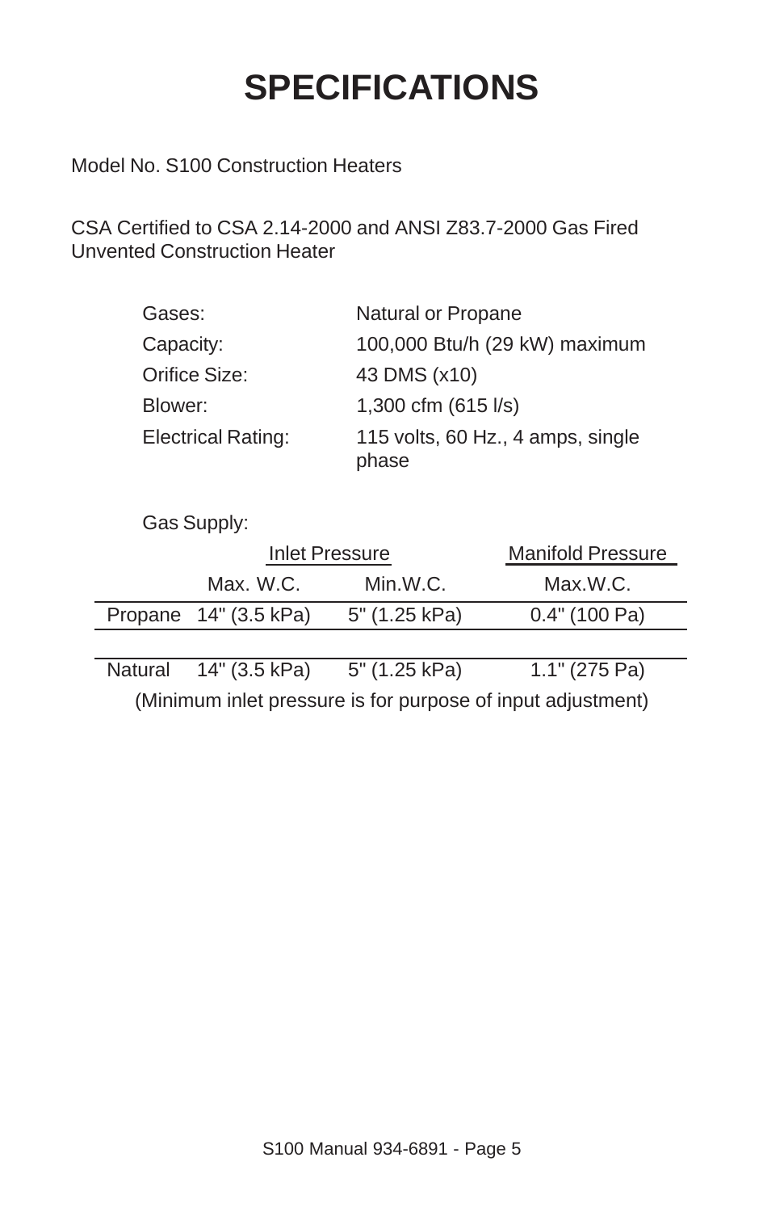# SPECIFICATIONS

Model No. S100 Construction Heaters

CSA Certified to CSA 2.14-2000 and ANSI Z83.7-2000 Gas Fired Unvented Construction Heater

| | |
|---|---|
| Gases: | Natural or Propane |
| Capacity: | 100,000 Btu/h (29 kW) maximum |
| Orifice Size: | 43 DMS (x10) |
| Blower: | 1,300 cfm (615 l/s) |
| Electrical Rating: | 115 volts, 60 Hz., 4 amps, single phase |

Gas Supply:

| | Inlet Pressure | | Manifold Pressure |
|---|---|---|---|
| | Max. W.C. | Min.W.C. | Max.W.C. |
| Propane | 14" (3.5 kPa) | 5" (1.25 kPa) | 0.4" (100 Pa) |
| Natural | 14" (3.5 kPa) | 5" (1.25 kPa) | 1.1" (275 Pa) |

(Minimum inlet pressure is for purpose of input adjustment)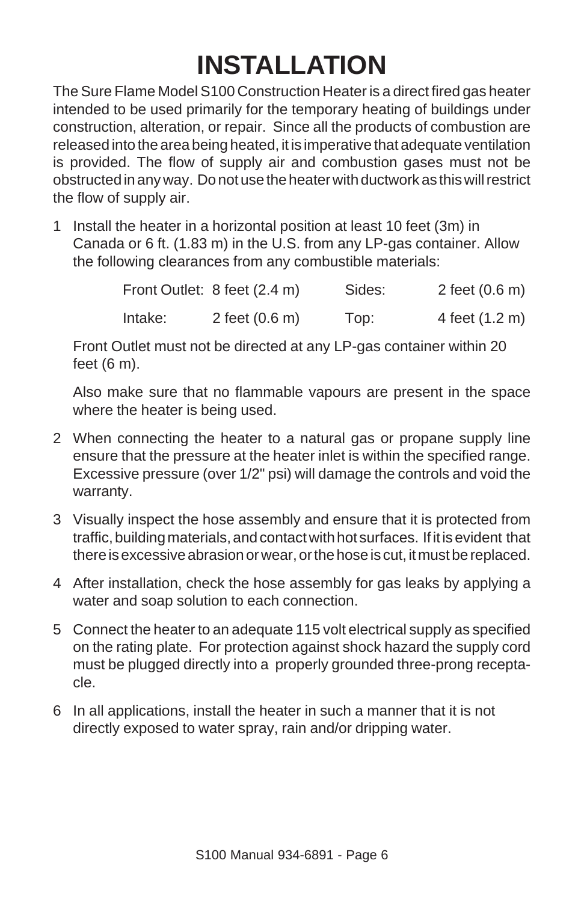# INSTALLATION

The Sure Flame Model S100 Construction Heater is a direct fired gas heater intended to be used primarily for the temporary heating of buildings under construction, alteration, or repair. Since all the products of combustion are released into the area being heated, it is imperative that adequate ventilation is provided. The flow of supply air and combustion gases must not be obstructed in any way. Do not use the heater with ductwork as this will restrict the flow of supply air.

1 Install the heater in a horizontal position at least 10 feet (3m) in Canada or 6 ft. (1.83 m) in the U.S. from any LP-gas container. Allow the following clearances from any combustible materials:

   | | | | |
   |---|---|---|---|
   | Front Outlet: | 8 feet (2.4 m) | Sides: | 2 feet (0.6 m) |
   | Intake: | 2 feet (0.6 m) | Top: | 4 feet (1.2 m) |

   Front Outlet must not be directed at any LP-gas container within 20 feet (6 m).

   Also make sure that no flammable vapours are present in the space where the heater is being used.

2 When connecting the heater to a natural gas or propane supply line ensure that the pressure at the heater inlet is within the specified range. Excessive pressure (over 1/2" psi) will damage the controls and void the warranty.

3 Visually inspect the hose assembly and ensure that it is protected from traffic, building materials, and contact with hot surfaces. If it is evident that there is excessive abrasion or wear, or the hose is cut, it must be replaced.

4 After installation, check the hose assembly for gas leaks by applying a water and soap solution to each connection.

5 Connect the heater to an adequate 115 volt electrical supply as specified on the rating plate. For protection against shock hazard the supply cord must be plugged directly into a properly grounded three-prong receptacle.

6 In all applications, install the heater in such a manner that it is not directly exposed to water spray, rain and/or dripping water.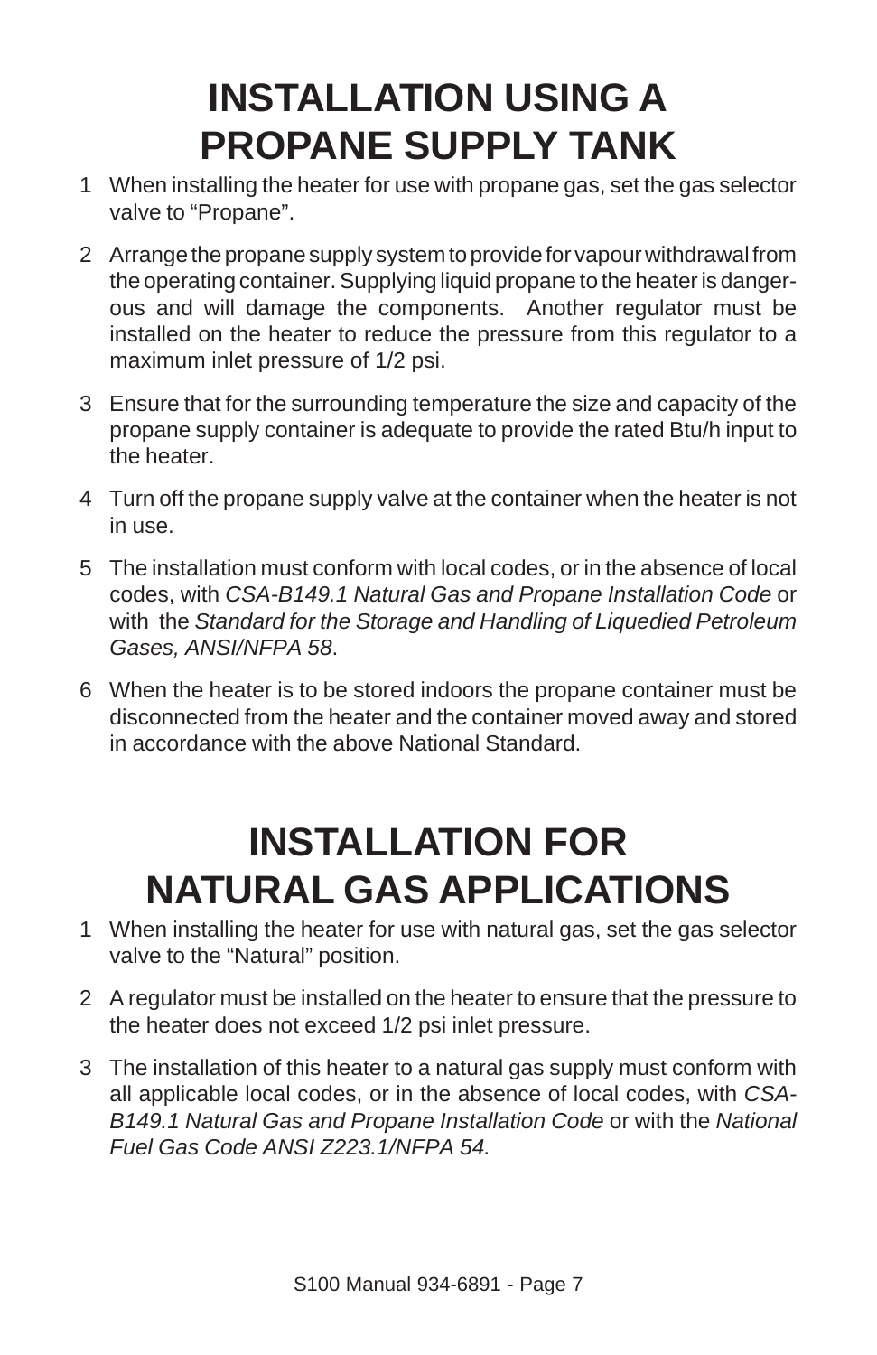# INSTALLATION USING A PROPANE SUPPLY TANK

1. When installing the heater for use with propane gas, set the gas selector valve to “Propane”.
2. Arrange the propane supply system to provide for vapour withdrawal from the operating container. Supplying liquid propane to the heater is dangerous and will damage the components. Another regulator must be installed on the heater to reduce the pressure from this regulator to a maximum inlet pressure of 1/2 psi.
3. Ensure that for the surrounding temperature the size and capacity of the propane supply container is adequate to provide the rated Btu/h input to the heater.
4. Turn off the propane supply valve at the container when the heater is not in use.
5. The installation must conform with local codes, or in the absence of local codes, with *CSA-B149.1 Natural Gas and Propane Installation Code* or with the *Standard for the Storage and Handling of Liquedied Petroleum Gases, ANSI/NFPA 58*.
6. When the heater is to be stored indoors the propane container must be disconnected from the heater and the container moved away and stored in accordance with the above National Standard.

# INSTALLATION FOR NATURAL GAS APPLICATIONS

1. When installing the heater for use with natural gas, set the gas selector valve to the “Natural” position.
2. A regulator must be installed on the heater to ensure that the pressure to the heater does not exceed 1/2 psi inlet pressure.
3. The installation of this heater to a natural gas supply must conform with all applicable local codes, or in the absence of local codes, with *CSA-B149.1 Natural Gas and Propane Installation Code* or with the *National Fuel Gas Code ANSI Z223.1/NFPA 54.*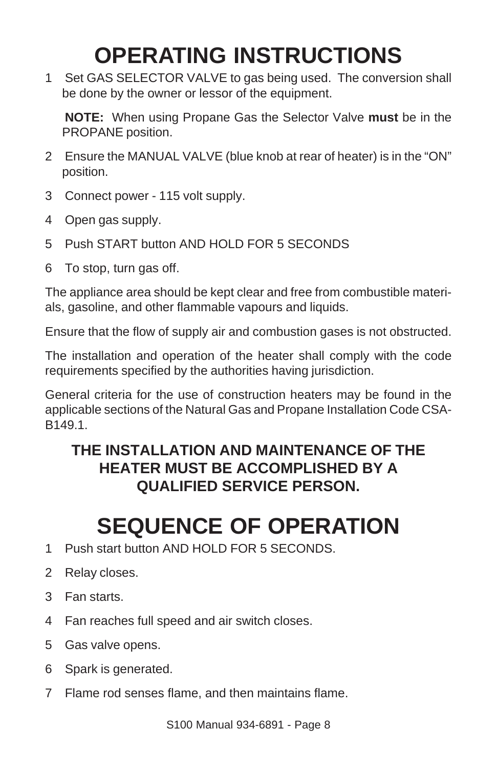# OPERATING INSTRUCTIONS

1. Set GAS SELECTOR VALVE to gas being used. The conversion shall be done by the owner or lessor of the equipment.

   **NOTE:** When using Propane Gas the Selector Valve **must** be in the PROPANE position.

2. Ensure the MANUAL VALVE (blue knob at rear of heater) is in the "ON" position.
3. Connect power - 115 volt supply.
4. Open gas supply.
5. Push START button AND HOLD FOR 5 SECONDS
6. To stop, turn gas off.

The appliance area should be kept clear and free from combustible materials, gasoline, and other flammable vapours and liquids.

Ensure that the flow of supply air and combustion gases is not obstructed.

The installation and operation of the heater shall comply with the code requirements specified by the authorities having jurisdiction.

General criteria for the use of construction heaters may be found in the applicable sections of the Natural Gas and Propane Installation Code CSA-B149.1.

**THE INSTALLATION AND MAINTENANCE OF THE HEATER MUST BE ACCOMPLISHED BY A QUALIFIED SERVICE PERSON.**

# SEQUENCE OF OPERATION

1. Push start button AND HOLD FOR 5 SECONDS.
2. Relay closes.
3. Fan starts.
4. Fan reaches full speed and air switch closes.
5. Gas valve opens.
6. Spark is generated.
7. Flame rod senses flame, and then maintains flame.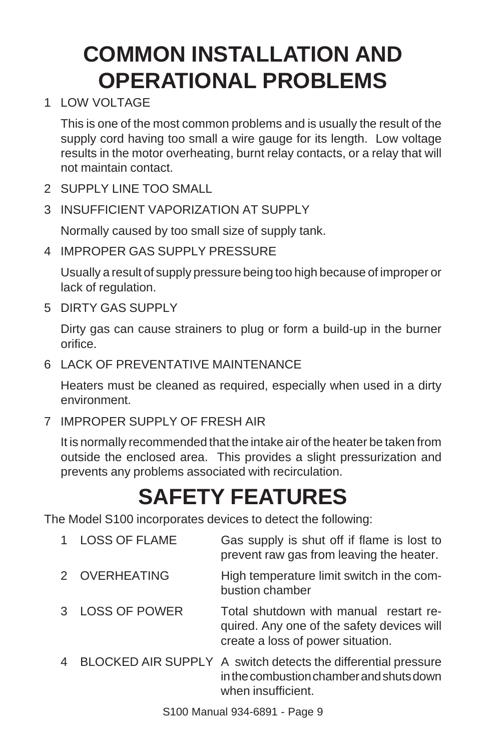# COMMON INSTALLATION AND OPERATIONAL PROBLEMS

1. LOW VOLTAGE

   This is one of the most common problems and is usually the result of the supply cord having too small a wire gauge for its length. Low voltage results in the motor overheating, burnt relay contacts, or a relay that will not maintain contact.

2. SUPPLY LINE TOO SMALL

3. INSUFFICIENT VAPORIZATION AT SUPPLY

   Normally caused by too small size of supply tank.

4. IMPROPER GAS SUPPLY PRESSURE

   Usually a result of supply pressure being too high because of improper or lack of regulation.

5. DIRTY GAS SUPPLY

   Dirty gas can cause strainers to plug or form a build-up in the burner orifice.

6. LACK OF PREVENTATIVE MAINTENANCE

   Heaters must be cleaned as required, especially when used in a dirty environment.

7. IMPROPER SUPPLY OF FRESH AIR

   It is normally recommended that the intake air of the heater be taken from outside the enclosed area. This provides a slight pressurization and prevents any problems associated with recirculation.

# SAFETY FEATURES

The Model S100 incorporates devices to detect the following:

| | | |
|---|---|---|
| 1 | LOSS OF FLAME | Gas supply is shut off if flame is lost to prevent raw gas from leaving the heater. |
| 2 | OVERHEATING | High temperature limit switch in the combustion chamber |
| 3 | LOSS OF POWER | Total shutdown with manual restart required. Any one of the safety devices will create a loss of power situation. |
| 4 | BLOCKED AIR SUPPLY | A switch detects the differential pressure in the combustion chamber and shuts down when insufficient. |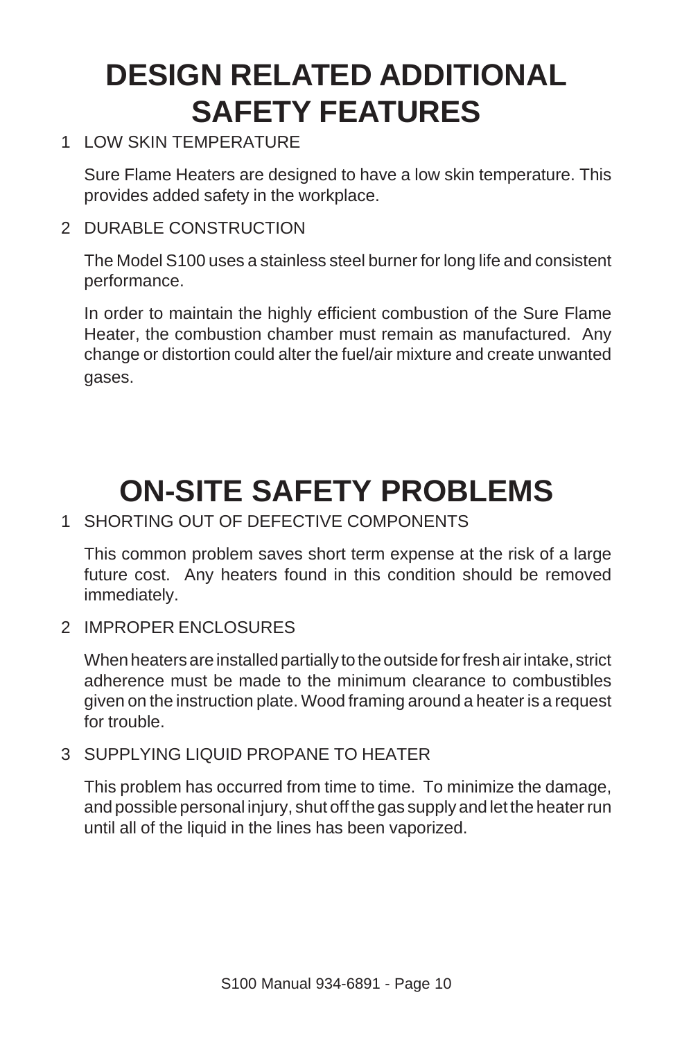# DESIGN RELATED ADDITIONAL SAFETY FEATURES

1 LOW SKIN TEMPERATURE

Sure Flame Heaters are designed to have a low skin temperature. This provides added safety in the workplace.

2 DURABLE CONSTRUCTION

The Model S100 uses a stainless steel burner for long life and consistent performance.

In order to maintain the highly efficient combustion of the Sure Flame Heater, the combustion chamber must remain as manufactured. Any change or distortion could alter the fuel/air mixture and create unwanted gases.

# ON-SITE SAFETY PROBLEMS

1 SHORTING OUT OF DEFECTIVE COMPONENTS

This common problem saves short term expense at the risk of a large future cost. Any heaters found in this condition should be removed immediately.

2 IMPROPER ENCLOSURES

When heaters are installed partially to the outside for fresh air intake, strict adherence must be made to the minimum clearance to combustibles given on the instruction plate. Wood framing around a heater is a request for trouble.

3 SUPPLYING LIQUID PROPANE TO HEATER

This problem has occurred from time to time. To minimize the damage, and possible personal injury, shut off the gas supply and let the heater run until all of the liquid in the lines has been vaporized.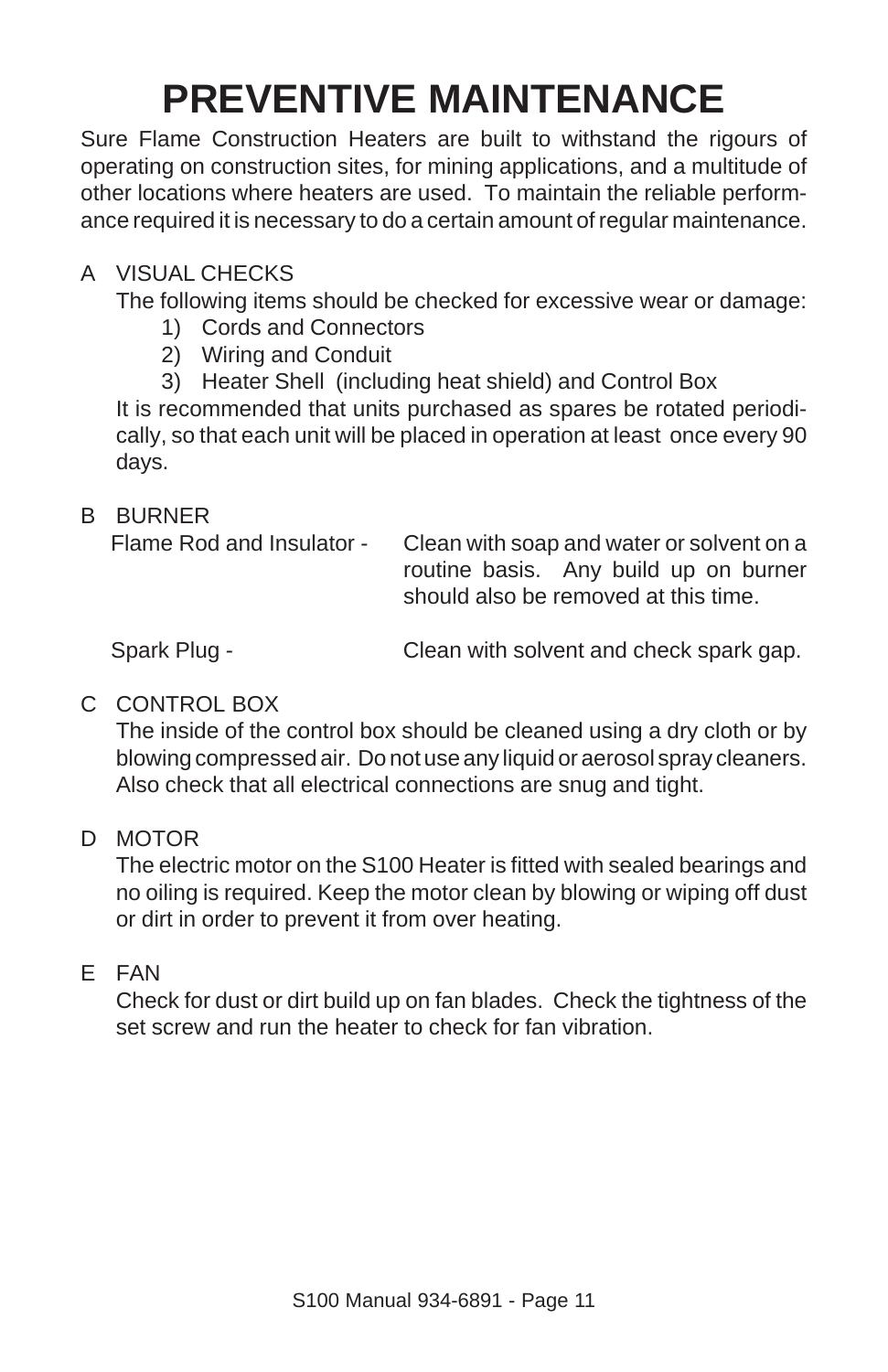# PREVENTIVE MAINTENANCE

Sure Flame Construction Heaters are built to withstand the rigours of operating on construction sites, for mining applications, and a multitude of other locations where heaters are used. To maintain the reliable performance required it is necessary to do a certain amount of regular maintenance.

A VISUAL CHECKS

The following items should be checked for excessive wear or damage:

1) Cords and Connectors
2) Wiring and Conduit
3) Heater Shell (including heat shield) and Control Box

It is recommended that units purchased as spares be rotated periodically, so that each unit will be placed in operation at least once every 90 days.

B BURNER

Flame Rod and Insulator - Clean with soap and water or solvent on a routine basis. Any build up on burner should also be removed at this time.

Spark Plug - Clean with solvent and check spark gap.

C CONTROL BOX

The inside of the control box should be cleaned using a dry cloth or by blowing compressed air. Do not use any liquid or aerosol spray cleaners. Also check that all electrical connections are snug and tight.

D MOTOR

The electric motor on the S100 Heater is fitted with sealed bearings and no oiling is required. Keep the motor clean by blowing or wiping off dust or dirt in order to prevent it from over heating.

E FAN

Check for dust or dirt build up on fan blades. Check the tightness of the set screw and run the heater to check for fan vibration.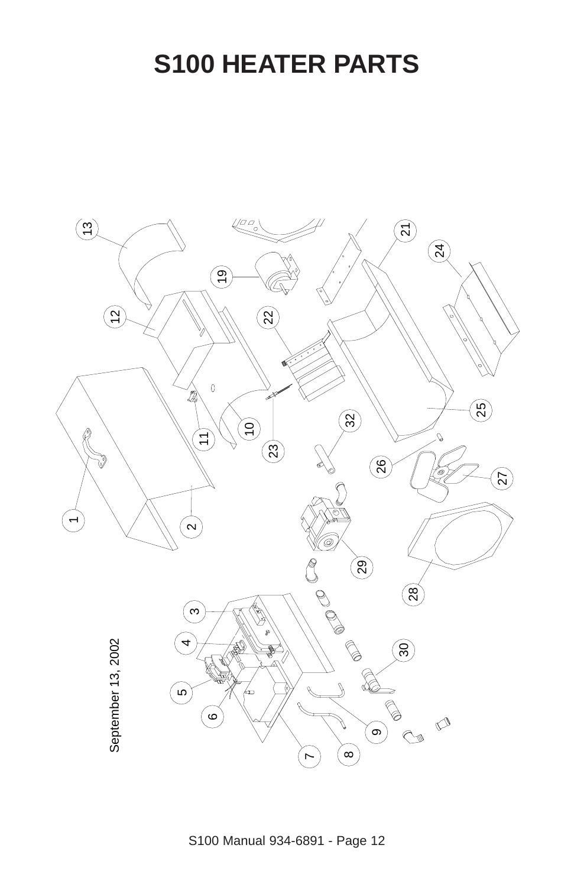# S100 HEATER PARTS

September 13, 2002

1
2
3
4
5
6
7
8
9
10
11
12
13
19
21
22
23
24
25
26
27
28
29
30
32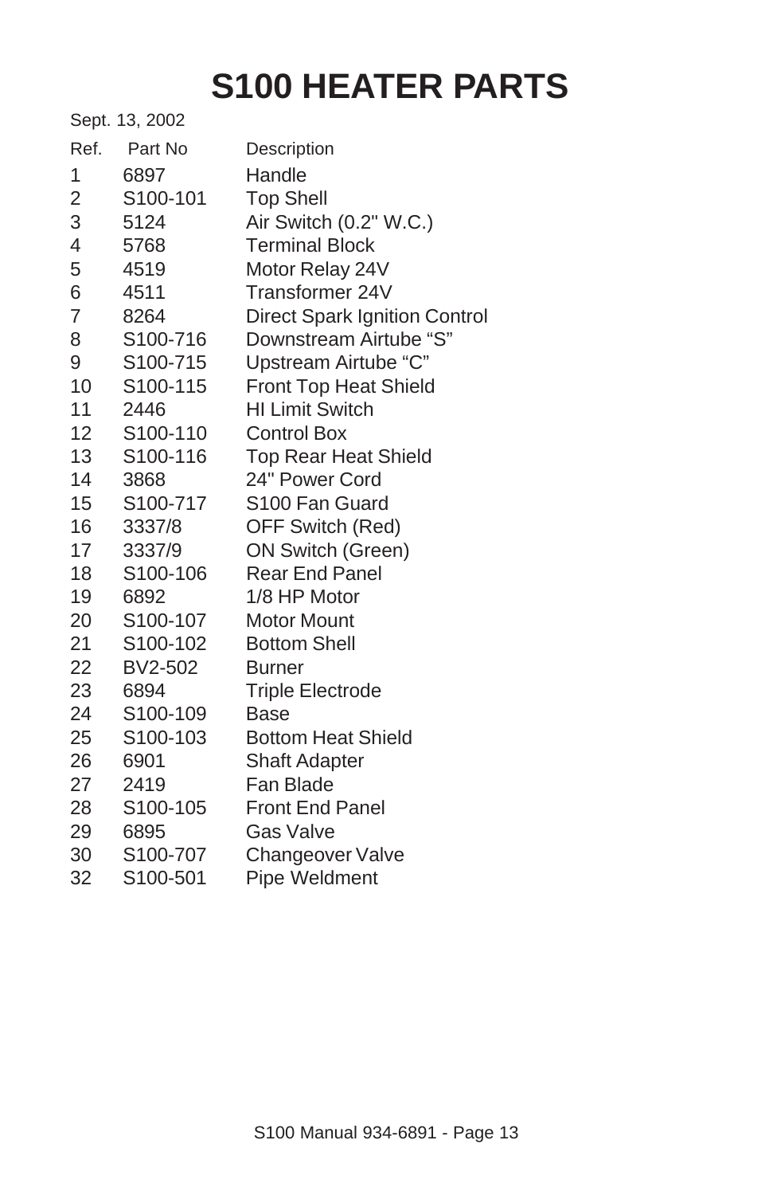# S100 HEATER PARTS

Sept. 13, 2002

| Ref. | Part No | Description |
|---|---|---|
| 1 | 6897 | Handle |
| 2 | S100-101 | Top Shell |
| 3 | 5124 | Air Switch (0.2" W.C.) |
| 4 | 5768 | Terminal Block |
| 5 | 4519 | Motor Relay 24V |
| 6 | 4511 | Transformer 24V |
| 7 | 8264 | Direct Spark Ignition Control |
| 8 | S100-716 | Downstream Airtube “S” |
| 9 | S100-715 | Upstream Airtube “C” |
| 10 | S100-115 | Front Top Heat Shield |
| 11 | 2446 | HI Limit Switch |
| 12 | S100-110 | Control Box |
| 13 | S100-116 | Top Rear Heat Shield |
| 14 | 3868 | 24" Power Cord |
| 15 | S100-717 | S100 Fan Guard |
| 16 | 3337/8 | OFF Switch (Red) |
| 17 | 3337/9 | ON Switch (Green) |
| 18 | S100-106 | Rear End Panel |
| 19 | 6892 | 1/8 HP Motor |
| 20 | S100-107 | Motor Mount |
| 21 | S100-102 | Bottom Shell |
| 22 | BV2-502 | Burner |
| 23 | 6894 | Triple Electrode |
| 24 | S100-109 | Base |
| 25 | S100-103 | Bottom Heat Shield |
| 26 | 6901 | Shaft Adapter |
| 27 | 2419 | Fan Blade |
| 28 | S100-105 | Front End Panel |
| 29 | 6895 | Gas Valve |
| 30 | S100-707 | Changeover Valve |
| 32 | S100-501 | Pipe Weldment |

S100 Manual 934-6891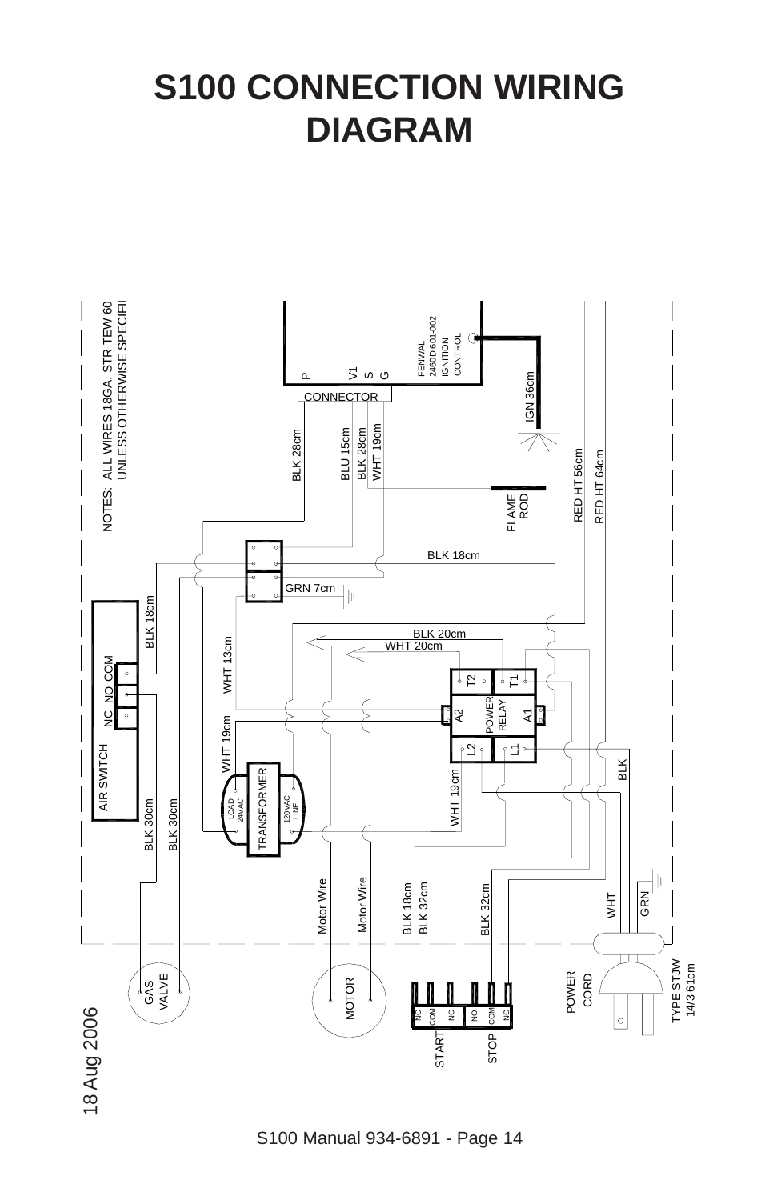# S100 CONNECTION WIRING DIAGRAM

NOTES: ALL WIRES 18GA. STR TEW 60 UNLESS OTHERWISE SPECIFI

FENWAL 2460D 601-002 IGNITION CONTROL

P V1 S G

CONNECTOR

IGN 36cm

BLK 28cm BLU 15cm BLK 28cm WHT 19cm

FLAME ROD

RED HT 56cm RED HT 64cm

BLK 18cm

GRN 7cm

AIR SWITCH NC NO COM

BLK 18cm

WHT 13cm

BLK 20cm WHT 20cm

T2 T1 A2 POWER RELAY A1 L2 L1

WHT 19cm

TRANSFORMER LOAD 24VAC 120VAC LINE

WHT 19cm

BLK

BLK 30cm BLK 30cm

Motor Wire Motor Wire

BLK 18cm BLK 32cm BLK 32cm

WHT GRN

GAS VALVE

MOTOR

START NO COM NC

STOP NO COM NC

POWER CORD

TYPE STJW 14/3 61cm

18 Aug 2006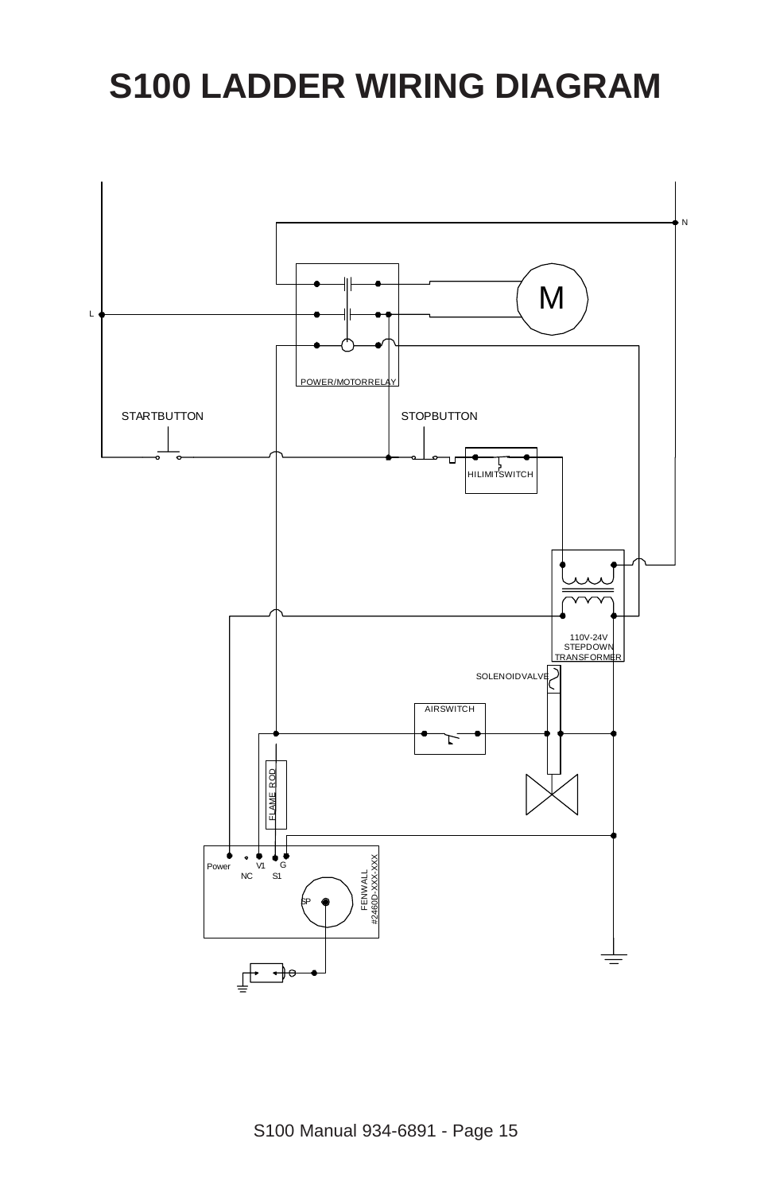# S100 LADDER WIRING DIAGRAM

N

L

M

POWER/MOTORRELAY

STARTBUTTON

STOPBUTTON

HILIMITSWITCH

110V-24V
STEPDOWN
TRANSFORMER

SOLENOIDVALVE

AIRSWITCH

FLAME ROD

Power

NC

V1

S1

G

SP

FENWALL
#2460D-XXX-XXX